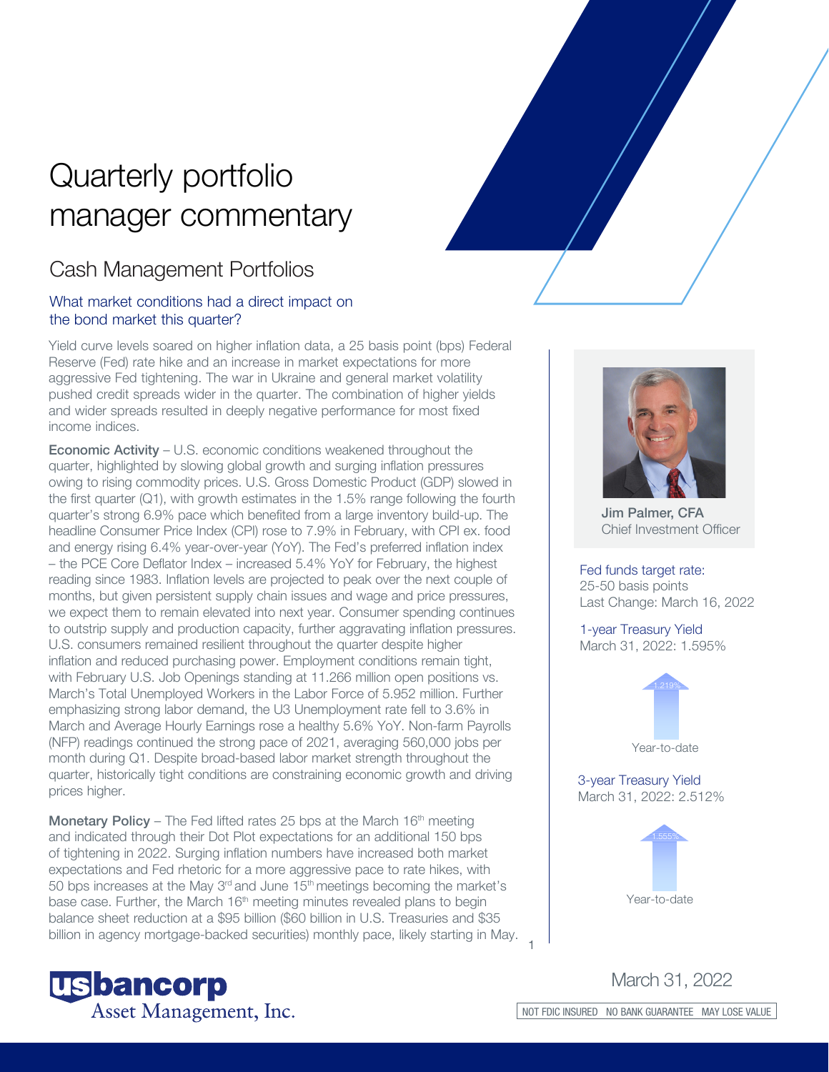# Quarterly portfolio manager commentary

## Cash Management Portfolios

### What market conditions had a direct impact on the bond market this quarter?

Yield curve levels soared on higher inflation data, a 25 basis point (bps) Federal Reserve (Fed) rate hike and an increase in market expectations for more aggressive Fed tightening. The war in Ukraine and general market volatility pushed credit spreads wider in the quarter. The combination of higher yields and wider spreads resulted in deeply negative performance for most fixed income indices.

**Economic Activity** – U.S. economic conditions weakened throughout the quarter, highlighted by slowing global growth and surging inflation pressures owing to rising commodity prices. U.S. Gross Domestic Product (GDP) slowed in the first quarter (Q1), with growth estimates in the 1.5% range following the fourth quarter's strong 6.9% pace which benefited from a large inventory build-up. The headline Consumer Price Index (CPI) rose to 7.9% in February, with CPI ex. food and energy rising 6.4% year-over-year (YoY). The Fed's preferred inflation index – the PCE Core Deflator Index – increased 5.4% YoY for February, the highest reading since 1983. Inflation levels are projected to peak over the next couple of months, but given persistent supply chain issues and wage and price pressures, we expect them to remain elevated into next year. Consumer spending continues to outstrip supply and production capacity, further aggravating inflation pressures. U.S. consumers remained resilient throughout the quarter despite higher inflation and reduced purchasing power. Employment conditions remain tight, with February U.S. Job Openings standing at 11.266 million open positions vs. March's Total Unemployed Workers in the Labor Force of 5.952 million. Further emphasizing strong labor demand, the U3 Unemployment rate fell to 3.6% in March and Average Hourly Earnings rose a healthy 5.6% YoY. Non-farm Payrolls (NFP) readings continued the strong pace of 2021, averaging 560,000 jobs per month during Q1. Despite broad-based labor market strength throughout the quarter, historically tight conditions are constraining economic growth and driving prices higher.

**Monetary Policy** – The Fed lifted rates 25 bps at the March 16th meeting and indicated through their Dot Plot expectations for an additional 150 bps of tightening in 2022. Surging inflation numbers have increased both market expectations and Fed rhetoric for a more aggressive pace to rate hikes, with 50 bps increases at the May 3rd and June 15th meetings becoming the market's base case. Further, the March 16th meeting minutes revealed plans to begin balance sheet reduction at a $95 billion ($60 billion in U.S. Treasuries and $35 billion in agency mortgage-backed securities) monthly pace, likely starting in May.

**Jim Palmer, CFA**
Chief Investment Officer

Fed funds target rate:
25-50 basis points
Last Change: March 16, 2022

1-year Treasury Yield
March 31, 2022: 1.595%

1.219%
Year-to-date

3-year Treasury Yield
March 31, 2022: 2.512%

1.555%
Year-to-date

usbancorp Asset Management, Inc.

March 31, 2022

NOT FDIC INSURED NO BANK GUARANTEE MAY LOSE VALUE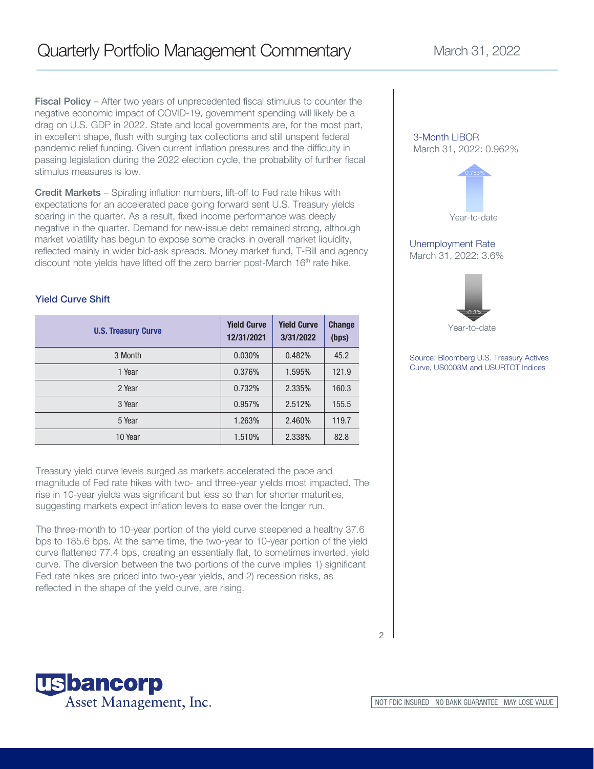**Fiscal Policy** – After two years of unprecedented fiscal stimulus to counter the negative economic impact of COVID-19, government spending will likely be a drag on U.S. GDP in 2022. State and local governments are, for the most part, in excellent shape, flush with surging tax collections and still unspent federal pandemic relief funding. Given current inflation pressures and the difficulty in passing legislation during the 2022 election cycle, the probability of further fiscal stimulus measures is low.

**Credit Markets** – Spiraling inflation numbers, lift-off to Fed rate hikes with expectations for an accelerated pace going forward sent U.S. Treasury yields soaring in the quarter. As a result, fixed income performance was deeply negative in the quarter. Demand for new-issue debt remained strong, although market volatility has begun to expose some cracks in overall market liquidity, reflected mainly in wider bid-ask spreads. Money market fund, T-Bill and agency discount note yields have lifted off the zero barrier post-March 16th rate hike.

### Yield Curve Shift

| U.S. Treasury Curve | Yield Curve 12/31/2021 | Yield Curve 3/31/2022 | Change (bps) |
|---|---|---|---|
| 3 Month | 0.030% | 0.482% | 45.2 |
| 1 Year | 0.376% | 1.595% | 121.9 |
| 2 Year | 0.732% | 2.335% | 160.3 |
| 3 Year | 0.957% | 2.512% | 155.5 |
| 5 Year | 1.263% | 2.460% | 119.7 |
| 10 Year | 1.510% | 2.338% | 82.8 |

Treasury yield curve levels surged as markets accelerated the pace and magnitude of Fed rate hikes with two- and three-year yields most impacted. The rise in 10-year yields was significant but less so than for shorter maturities, suggesting markets expect inflation levels to ease over the longer run.

The three-month to 10-year portion of the yield curve steepened a healthy 37.6 bps to 185.6 bps. At the same time, the two-year to 10-year portion of the yield curve flattened 77.4 bps, creating an essentially flat, to sometimes inverted, yield curve. The diversion between the two portions of the curve implies 1) significant Fed rate hikes are priced into two-year yields, and 2) recession risks, as reflected in the shape of the yield curve, are rising.

3-Month LIBOR
March 31, 2022: 0.962%

0.753%
Year-to-date

Unemployment Rate
March 31, 2022: 3.6%

-0.3%
Year-to-date

Source: Bloomberg U.S. Treasury Actives Curve, US0003M and USURTOT Indices

NOT FDIC INSURED NO BANK GUARANTEE MAY LOSE VALUE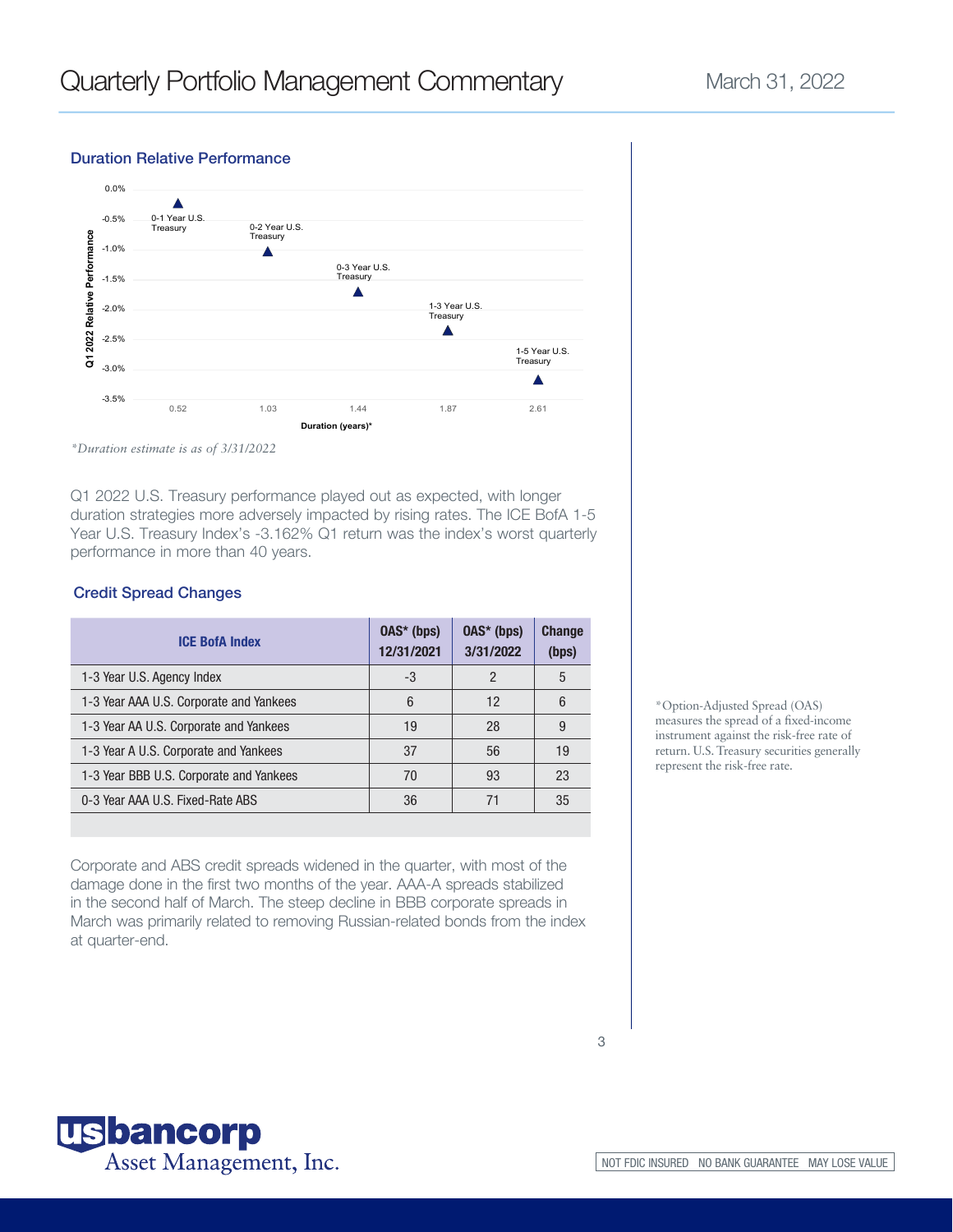### Duration Relative Performance

| Strategy | Duration (years)* | Q1 2022 Relative Performance (approx.) |
|---|---|---|
| 0-1 Year U.S. Treasury | 0.52 | -0.2% |
| 0-2 Year U.S. Treasury | 1.03 | -1.0% |
| 0-3 Year U.S. Treasury | 1.44 | -1.7% |
| 1-3 Year U.S. Treasury | 1.87 | -2.3% |
| 1-5 Year U.S. Treasury | 2.61 | -3.2% |

*\*Duration estimate is as of 3/31/2022*

Q1 2022 U.S. Treasury performance played out as expected, with longer duration strategies more adversely impacted by rising rates. The ICE BofA 1-5 Year U.S. Treasury Index's -3.162% Q1 return was the index's worst quarterly performance in more than 40 years.

### Credit Spread Changes

| ICE BofA Index | OAS* (bps) 12/31/2021 | OAS* (bps) 3/31/2022 | Change (bps) |
|---|---|---|---|
| 1-3 Year U.S. Agency Index | -3 | 2 | 5 |
| 1-3 Year AAA U.S. Corporate and Yankees | 6 | 12 | 6 |
| 1-3 Year AA U.S. Corporate and Yankees | 19 | 28 | 9 |
| 1-3 Year A U.S. Corporate and Yankees | 37 | 56 | 19 |
| 1-3 Year BBB U.S. Corporate and Yankees | 70 | 93 | 23 |
| 0-3 Year AAA U.S. Fixed-Rate ABS | 36 | 71 | 35 |

Corporate and ABS credit spreads widened in the quarter, with most of the damage done in the first two months of the year. AAA-A spreads stabilized in the second half of March. The steep decline in BBB corporate spreads in March was primarily related to removing Russian-related bonds from the index at quarter-end.

*Option-Adjusted Spread (OAS) measures the spread of a fixed-income instrument against the risk-free rate of return. U.S. Treasury securities generally represent the risk-free rate.

NOT FDIC INSURED NO BANK GUARANTEE MAY LOSE VALUE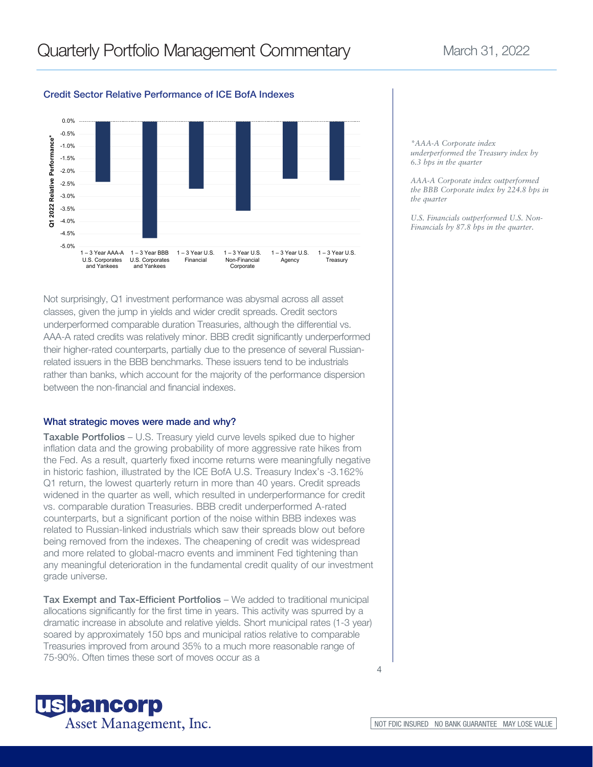## Credit Sector Relative Performance of ICE BofA Indexes

Q1 2022 Relative Performance*

0.0%
-0.5%
-1.0%
-1.5%
-2.0%
-2.5%
-3.0%
-3.5%
-4.0%
-4.5%
-5.0%

1 – 3 Year AAA-A U.S. Corporates and Yankees
1 – 3 Year BBB U.S. Corporates and Yankees
1 – 3 Year U.S. Financial
1 – 3 Year U.S. Non-Financial Corporate
1 – 3 Year U.S. Agency
1 – 3 Year U.S. Treasury

*\*AAA-A Corporate index underperformed the Treasury index by 6.3 bps in the quarter*

*AAA-A Corporate index outperformed the BBB Corporate index by 224.8 bps in the quarter*

*U.S. Financials outperformed U.S. Non-Financials by 87.8 bps in the quarter.*

Not surprisingly, Q1 investment performance was abysmal across all asset classes, given the jump in yields and wider credit spreads. Credit sectors underperformed comparable duration Treasuries, although the differential vs. AAA-A rated credits was relatively minor. BBB credit significantly underperformed their higher-rated counterparts, partially due to the presence of several Russian-related issuers in the BBB benchmarks. These issuers tend to be industrials rather than banks, which account for the majority of the performance dispersion between the non-financial and financial indexes.

### What strategic moves were made and why?

**Taxable Portfolios** – U.S. Treasury yield curve levels spiked due to higher inflation data and the growing probability of more aggressive rate hikes from the Fed. As a result, quarterly fixed income returns were meaningfully negative in historic fashion, illustrated by the ICE BofA U.S. Treasury Index's -3.162% Q1 return, the lowest quarterly return in more than 40 years. Credit spreads widened in the quarter as well, which resulted in underperformance for credit vs. comparable duration Treasuries. BBB credit underperformed A-rated counterparts, but a significant portion of the noise within BBB indexes was related to Russian-linked industrials which saw their spreads blow out before being removed from the indexes. The cheapening of credit was widespread and more related to global-macro events and imminent Fed tightening than any meaningful deterioration in the fundamental credit quality of our investment grade universe.

**Tax Exempt and Tax-Efficient Portfolios** – We added to traditional municipal allocations significantly for the first time in years. This activity was spurred by a dramatic increase in absolute and relative yields. Short municipal rates (1-3 year) soared by approximately 150 bps and municipal ratios relative to comparable Treasuries improved from around 35% to a much more reasonable range of 75-90%. Often times these sort of moves occur as a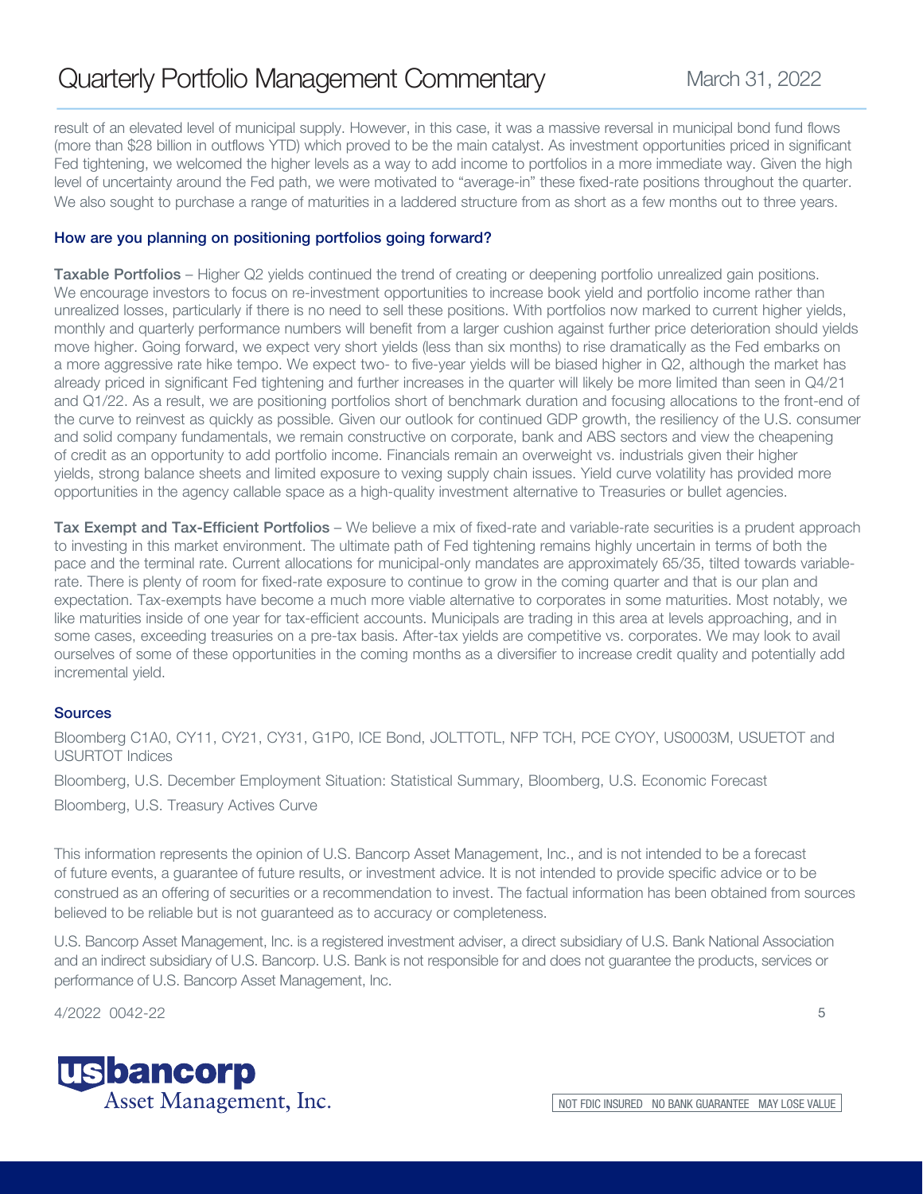result of an elevated level of municipal supply. However, in this case, it was a massive reversal in municipal bond fund flows (more than $28 billion in outflows YTD) which proved to be the main catalyst. As investment opportunities priced in significant Fed tightening, we welcomed the higher levels as a way to add income to portfolios in a more immediate way. Given the high level of uncertainty around the Fed path, we were motivated to "average-in" these fixed-rate positions throughout the quarter. We also sought to purchase a range of maturities in a laddered structure from as short as a few months out to three years.

### How are you planning on positioning portfolios going forward?

**Taxable Portfolios** – Higher Q2 yields continued the trend of creating or deepening portfolio unrealized gain positions. We encourage investors to focus on re-investment opportunities to increase book yield and portfolio income rather than unrealized losses, particularly if there is no need to sell these positions. With portfolios now marked to current higher yields, monthly and quarterly performance numbers will benefit from a larger cushion against further price deterioration should yields move higher. Going forward, we expect very short yields (less than six months) to rise dramatically as the Fed embarks on a more aggressive rate hike tempo. We expect two- to five-year yields will be biased higher in Q2, although the market has already priced in significant Fed tightening and further increases in the quarter will likely be more limited than seen in Q4/21 and Q1/22. As a result, we are positioning portfolios short of benchmark duration and focusing allocations to the front-end of the curve to reinvest as quickly as possible. Given our outlook for continued GDP growth, the resiliency of the U.S. consumer and solid company fundamentals, we remain constructive on corporate, bank and ABS sectors and view the cheapening of credit as an opportunity to add portfolio income. Financials remain an overweight vs. industrials given their higher yields, strong balance sheets and limited exposure to vexing supply chain issues. Yield curve volatility has provided more opportunities in the agency callable space as a high-quality investment alternative to Treasuries or bullet agencies.

**Tax Exempt and Tax-Efficient Portfolios** – We believe a mix of fixed-rate and variable-rate securities is a prudent approach to investing in this market environment. The ultimate path of Fed tightening remains highly uncertain in terms of both the pace and the terminal rate. Current allocations for municipal-only mandates are approximately 65/35, tilted towards variable-rate. There is plenty of room for fixed-rate exposure to continue to grow in the coming quarter and that is our plan and expectation. Tax-exempts have become a much more viable alternative to corporates in some maturities. Most notably, we like maturities inside of one year for tax-efficient accounts. Municipals are trading in this area at levels approaching, and in some cases, exceeding treasuries on a pre-tax basis. After-tax yields are competitive vs. corporates. We may look to avail ourselves of some of these opportunities in the coming months as a diversifier to increase credit quality and potentially add incremental yield.

### Sources

Bloomberg C1A0, CY11, CY21, CY31, G1P0, ICE Bond, JOLTTOTL, NFP TCH, PCE CYOY, US0003M, USUETOT and USURTOT Indices

Bloomberg, U.S. December Employment Situation: Statistical Summary, Bloomberg, U.S. Economic Forecast

Bloomberg, U.S. Treasury Actives Curve

This information represents the opinion of U.S. Bancorp Asset Management, Inc., and is not intended to be a forecast of future events, a guarantee of future results, or investment advice. It is not intended to provide specific advice or to be construed as an offering of securities or a recommendation to invest. The factual information has been obtained from sources believed to be reliable but is not guaranteed as to accuracy or completeness.

U.S. Bancorp Asset Management, Inc. is a registered investment adviser, a direct subsidiary of U.S. Bank National Association and an indirect subsidiary of U.S. Bancorp. U.S. Bank is not responsible for and does not guarantee the products, services or performance of U.S. Bancorp Asset Management, Inc.

4/2022 0042-22

usbancorp Asset Management, Inc.

NOT FDIC INSURED NO BANK GUARANTEE MAY LOSE VALUE